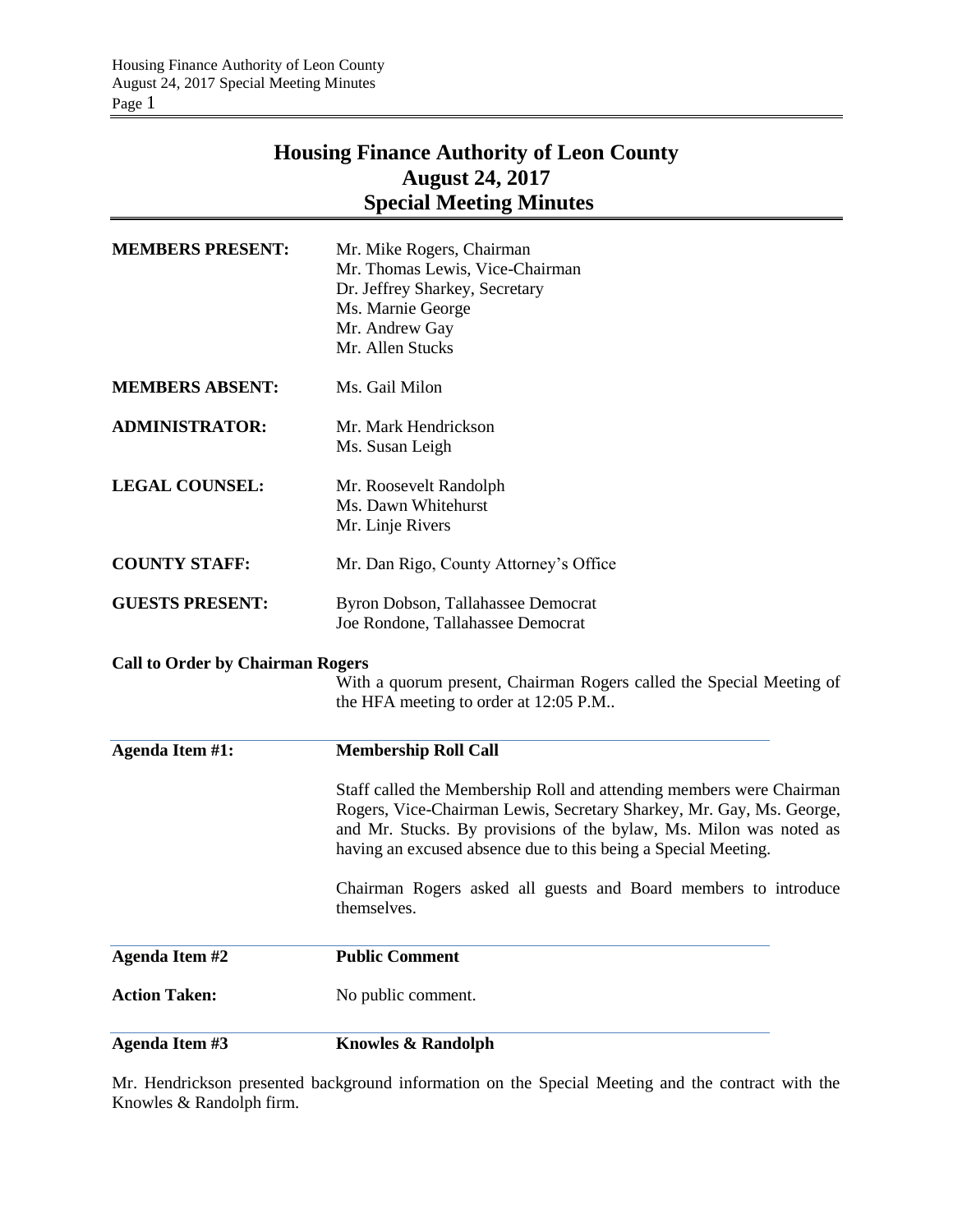# Housing Finance Authority of Leon County
## August 24, 2017
## Special Meeting Minutes

| | |
|---|---|
| **MEMBERS PRESENT:** | Mr. Mike Rogers, Chairman<br>Mr. Thomas Lewis, Vice-Chairman<br>Dr. Jeffrey Sharkey, Secretary<br>Ms. Marnie George<br>Mr. Andrew Gay<br>Mr. Allen Stucks |
| **MEMBERS ABSENT:** | Ms. Gail Milon |
| **ADMINISTRATOR:** | Mr. Mark Hendrickson<br>Ms. Susan Leigh |
| **LEGAL COUNSEL:** | Mr. Roosevelt Randolph<br>Ms. Dawn Whitehurst<br>Mr. Linje Rivers |
| **COUNTY STAFF:** | Mr. Dan Rigo, County Attorney's Office |
| **GUESTS PRESENT:** | Byron Dobson, Tallahassee Democrat<br>Joe Rondone, Tallahassee Democrat |

**Call to Order by Chairman Rogers**

With a quorum present, Chairman Rogers called the Special Meeting of the HFA meeting to order at 12:05 P.M..

**Agenda Item #1:** **Membership Roll Call**

Staff called the Membership Roll and attending members were Chairman Rogers, Vice-Chairman Lewis, Secretary Sharkey, Mr. Gay, Ms. George, and Mr. Stucks. By provisions of the bylaw, Ms. Milon was noted as having an excused absence due to this being a Special Meeting.

Chairman Rogers asked all guests and Board members to introduce themselves.

**Agenda Item #2** **Public Comment**

**Action Taken:** No public comment.

**Agenda Item #3** **Knowles & Randolph**

Mr. Hendrickson presented background information on the Special Meeting and the contract with the Knowles & Randolph firm.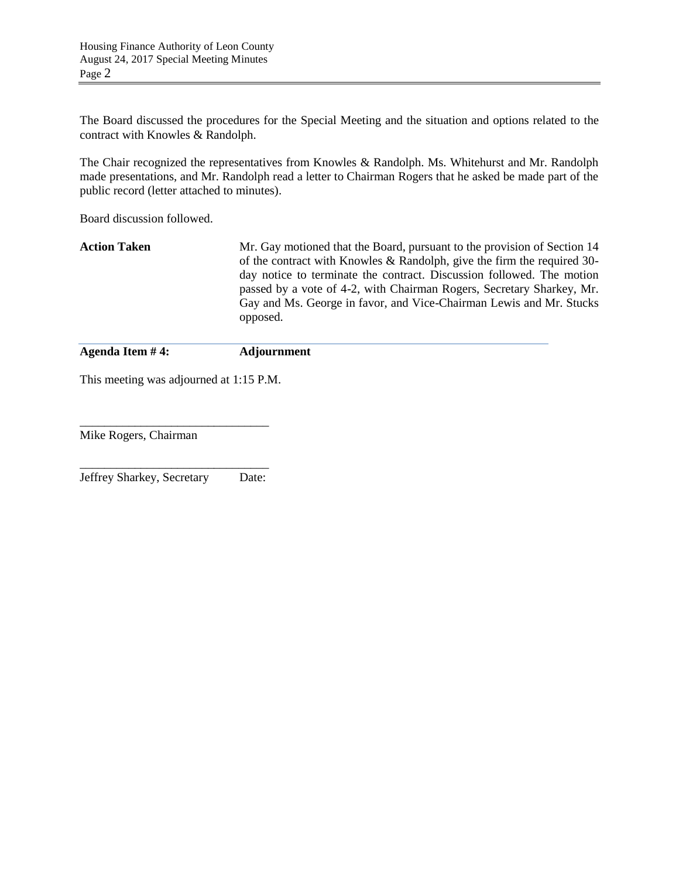The Board discussed the procedures for the Special Meeting and the situation and options related to the contract with Knowles & Randolph.

The Chair recognized the representatives from Knowles & Randolph. Ms. Whitehurst and Mr. Randolph made presentations, and Mr. Randolph read a letter to Chairman Rogers that he asked be made part of the public record (letter attached to minutes).

Board discussion followed.

**Action Taken** Mr. Gay motioned that the Board, pursuant to the provision of Section 14 of the contract with Knowles & Randolph, give the firm the required 30-day notice to terminate the contract. Discussion followed. The motion passed by a vote of 4-2, with Chairman Rogers, Secretary Sharkey, Mr. Gay and Ms. George in favor, and Vice-Chairman Lewis and Mr. Stucks opposed.

---

**Agenda Item # 4:** **Adjournment**

This meeting was adjourned at 1:15 P.M.

______________________________
Mike Rogers, Chairman

______________________________
Jeffrey Sharkey, Secretary Date: